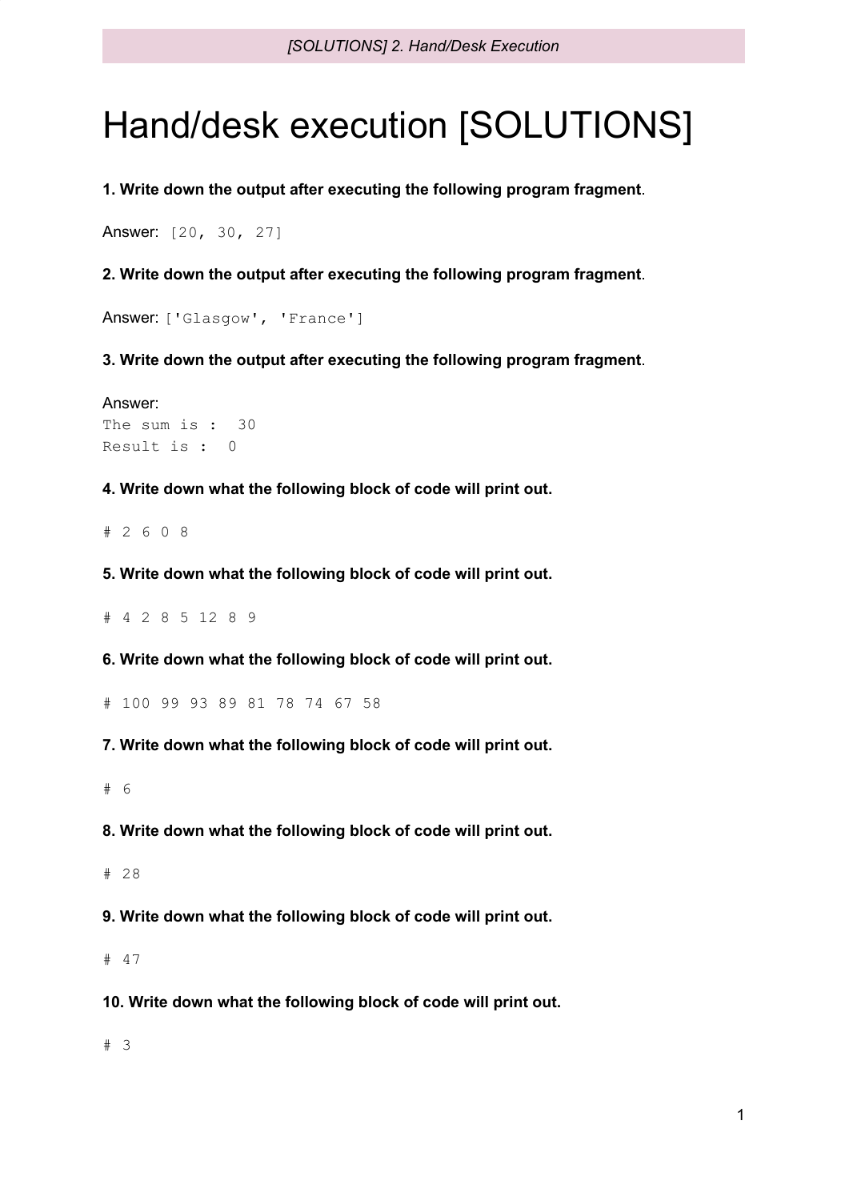# Hand/desk execution [SOLUTIONS]

**1. Write down the output after executing the following program fragment**.

Answer: `[20, 30, 27]`

**2. Write down the output after executing the following program fragment**.

Answer: `['Glasgow', 'France']`

**3. Write down the output after executing the following program fragment**.

Answer:

```
The sum is :  30
Result is :  0
```

**4. Write down what the following block of code will print out.**

```
# 2 6 0 8
```

**5. Write down what the following block of code will print out.**

```
# 4 2 8 5 12 8 9
```

**6. Write down what the following block of code will print out.**

```
# 100 99 93 89 81 78 74 67 58
```

**7. Write down what the following block of code will print out.**

```
# 6
```

**8. Write down what the following block of code will print out.**

```
# 28
```

**9. Write down what the following block of code will print out.**

```
# 47
```

**10. Write down what the following block of code will print out.**

```
# 3
```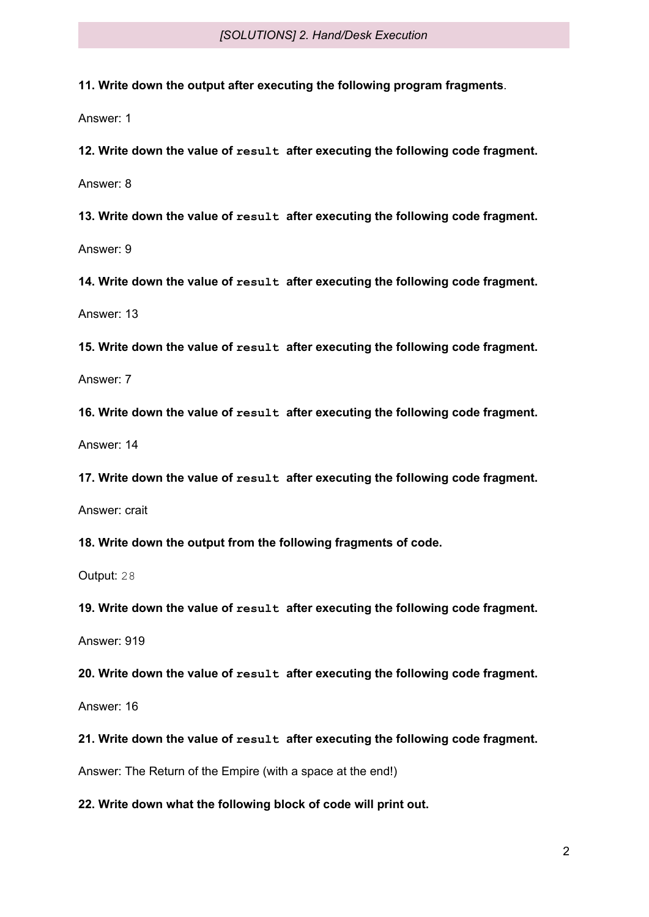**11. Write down the output after executing the following program fragments**.

Answer: 1

**12. Write down the value of `result` after executing the following code fragment.**

Answer: 8

**13. Write down the value of `result` after executing the following code fragment.**

Answer: 9

**14. Write down the value of `result` after executing the following code fragment.**

Answer: 13

**15. Write down the value of `result` after executing the following code fragment.**

Answer: 7

**16. Write down the value of `result` after executing the following code fragment.**

Answer: 14

**17. Write down the value of `result` after executing the following code fragment.**

Answer: crait

**18. Write down the output from the following fragments of code.**

Output: `28`

**19. Write down the value of `result` after executing the following code fragment.**

Answer: 919

**20. Write down the value of `result` after executing the following code fragment.**

Answer: 16

**21. Write down the value of `result` after executing the following code fragment.**

Answer: The Return of the Empire (with a space at the end!)

**22. Write down what the following block of code will print out.**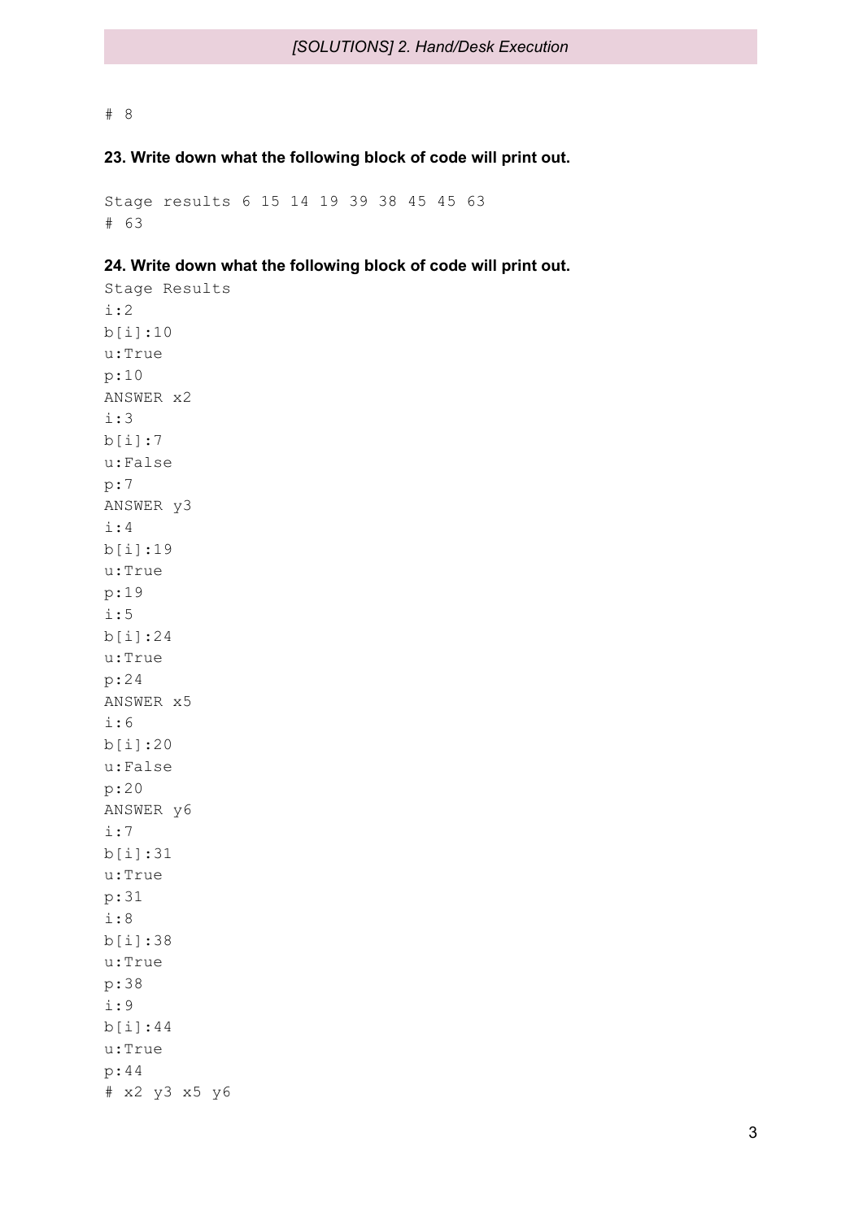```
# 8
```

**23. Write down what the following block of code will print out.**

```
Stage results 6 15 14 19 39 38 45 45 63
# 63
```

**24. Write down what the following block of code will print out.**

```
Stage Results
i:2
b[i]:10
u:True
p:10
ANSWER x2
i:3
b[i]:7
u:False
p:7
ANSWER y3
i:4
b[i]:19
u:True
p:19
i:5
b[i]:24
u:True
p:24
ANSWER x5
i:6
b[i]:20
u:False
p:20
ANSWER y6
i:7
b[i]:31
u:True
p:31
i:8
b[i]:38
u:True
p:38
i:9
b[i]:44
u:True
p:44
# x2 y3 x5 y6
```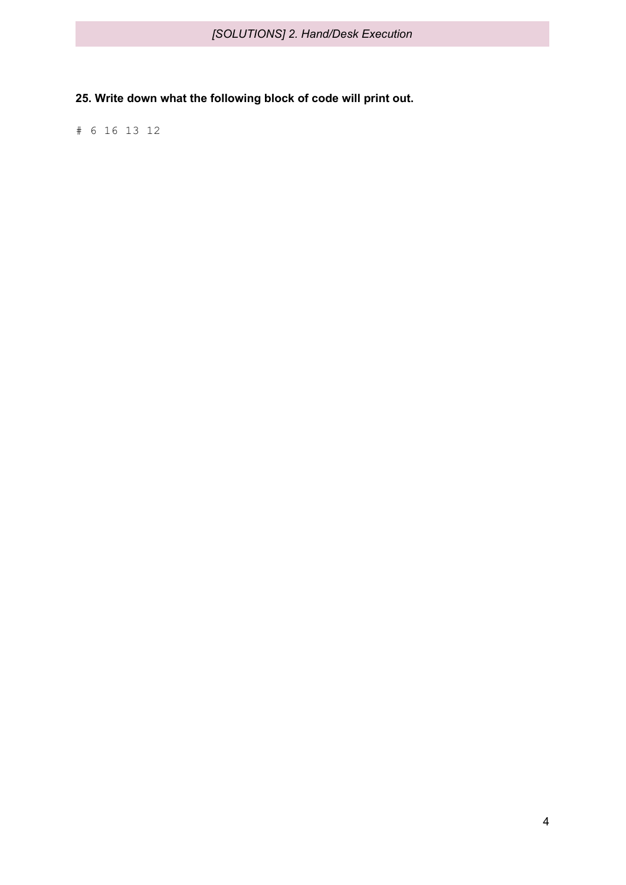**25. Write down what the following block of code will print out.**

```
# 6 16 13 12
```